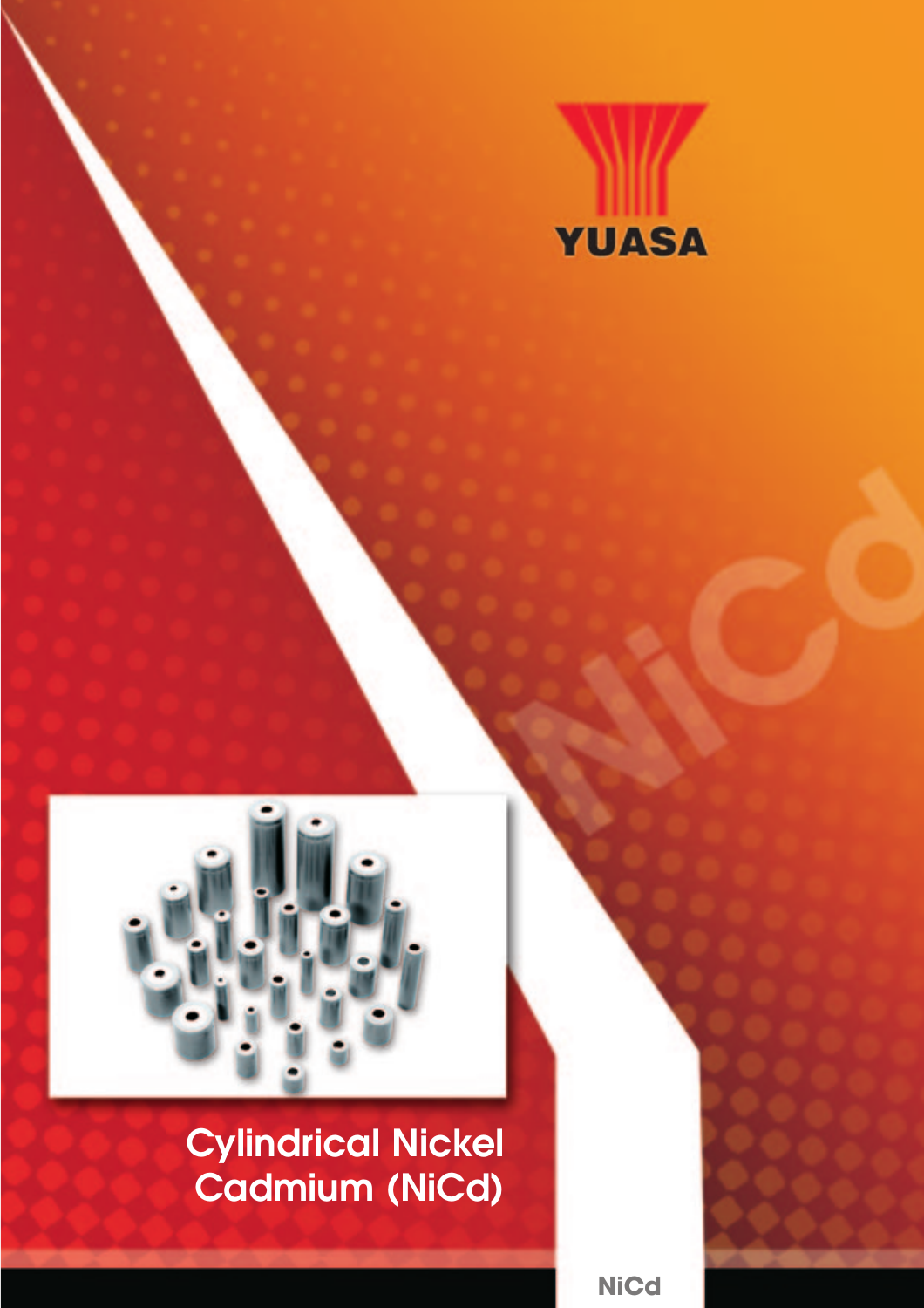YUASA

# Cylindrical Nickel Cadmium (NiCd)

NiCd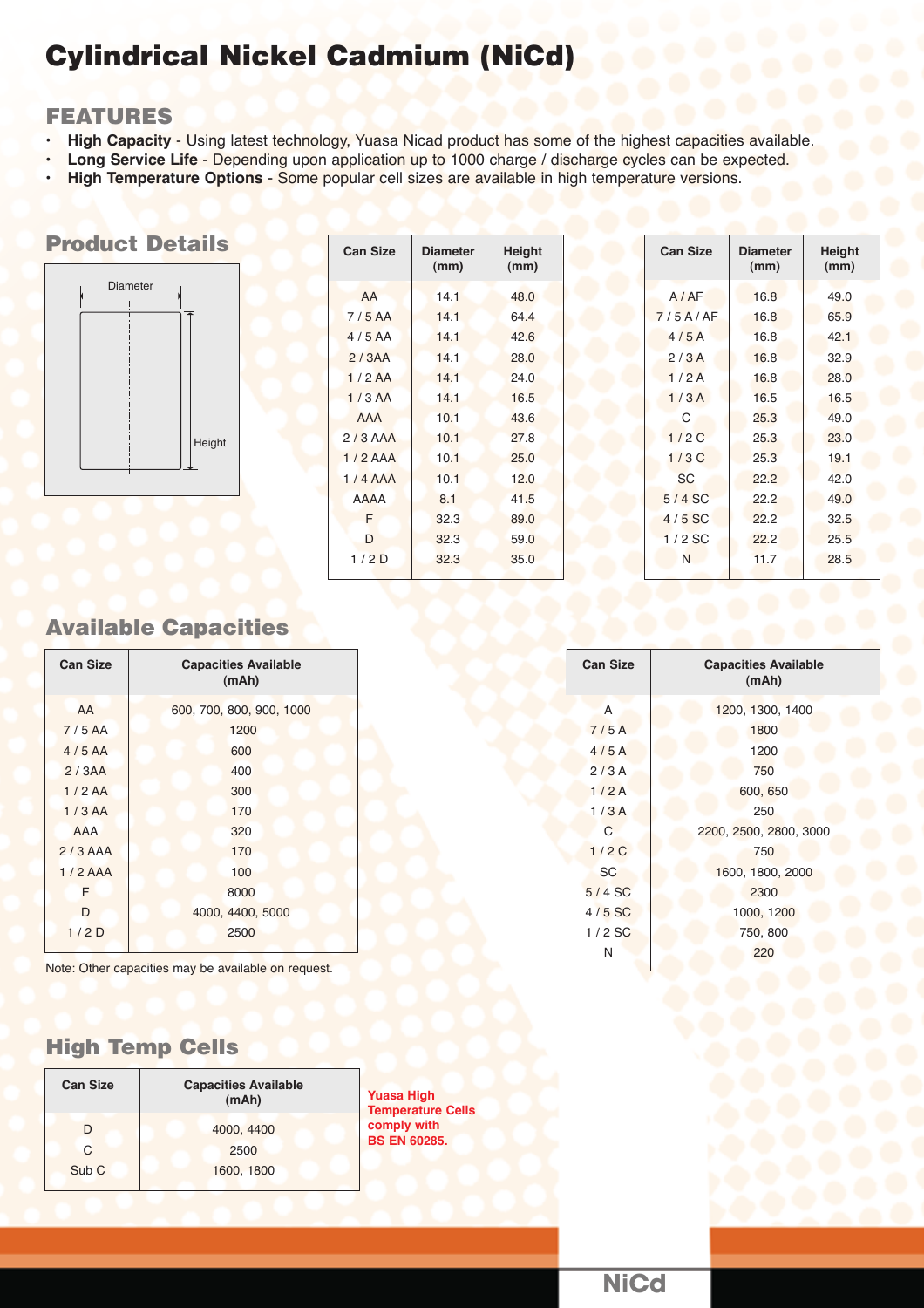# Cylindrical Nickel Cadmium (NiCd)

## FEATURES

- **High Capacity** - Using latest technology, Yuasa Nicad product has some of the highest capacities available.
- **Long Service Life** - Depending upon application up to 1000 charge / discharge cycles can be expected.
- **High Temperature Options** - Some popular cell sizes are available in high temperature versions.

## Product Details

| Can Size | Diameter (mm) | Height (mm) |
|---|---|---|
| AA | 14.1 | 48.0 |
| 7 / 5 AA | 14.1 | 64.4 |
| 4 / 5 AA | 14.1 | 42.6 |
| 2 / 3AA | 14.1 | 28.0 |
| 1 / 2 AA | 14.1 | 24.0 |
| 1 / 3 AA | 14.1 | 16.5 |
| AAA | 10.1 | 43.6 |
| 2 / 3 AAA | 10.1 | 27.8 |
| 1 / 2 AAA | 10.1 | 25.0 |
| 1 / 4 AAA | 10.1 | 12.0 |
| AAAA | 8.1 | 41.5 |
| F | 32.3 | 89.0 |
| D | 32.3 | 59.0 |
| 1 / 2 D | 32.3 | 35.0 |

| Can Size | Diameter (mm) | Height (mm) |
|---|---|---|
| A / AF | 16.8 | 49.0 |
| 7 / 5 A / AF | 16.8 | 65.9 |
| 4 / 5 A | 16.8 | 42.1 |
| 2 / 3 A | 16.8 | 32.9 |
| 1 / 2 A | 16.8 | 28.0 |
| 1 / 3 A | 16.5 | 16.5 |
| C | 25.3 | 49.0 |
| 1 / 2 C | 25.3 | 23.0 |
| 1 / 3 C | 25.3 | 19.1 |
| SC | 22.2 | 42.0 |
| 5 / 4 SC | 22.2 | 49.0 |
| 4 / 5 SC | 22.2 | 32.5 |
| 1 / 2 SC | 22.2 | 25.5 |
| N | 11.7 | 28.5 |

## Available Capacities

| Can Size | Capacities Available (mAh) |
|---|---|
| AA | 600, 700, 800, 900, 1000 |
| 7 / 5 AA | 1200 |
| 4 / 5 AA | 600 |
| 2 / 3AA | 400 |
| 1 / 2 AA | 300 |
| 1 / 3 AA | 170 |
| AAA | 320 |
| 2 / 3 AAA | 170 |
| 1 / 2 AAA | 100 |
| F | 8000 |
| D | 4000, 4400, 5000 |
| 1 / 2 D | 2500 |

Note: Other capacities may be available on request.

| Can Size | Capacities Available (mAh) |
|---|---|
| A | 1200, 1300, 1400 |
| 7 / 5 A | 1800 |
| 4 / 5 A | 1200 |
| 2 / 3 A | 750 |
| 1 / 2 A | 600, 650 |
| 1 / 3 A | 250 |
| C | 2200, 2500, 2800, 3000 |
| 1 / 2 C | 750 |
| SC | 1600, 1800, 2000 |
| 5 / 4 SC | 2300 |
| 4 / 5 SC | 1000, 1200 |
| 1 / 2 SC | 750, 800 |
| N | 220 |

## High Temp Cells

| Can Size | Capacities Available (mAh) |
|---|---|
| D | 4000, 4400 |
| C | 2500 |
| Sub C | 1600, 1800 |

**Yuasa High Temperature Cells comply with BS EN 60285.**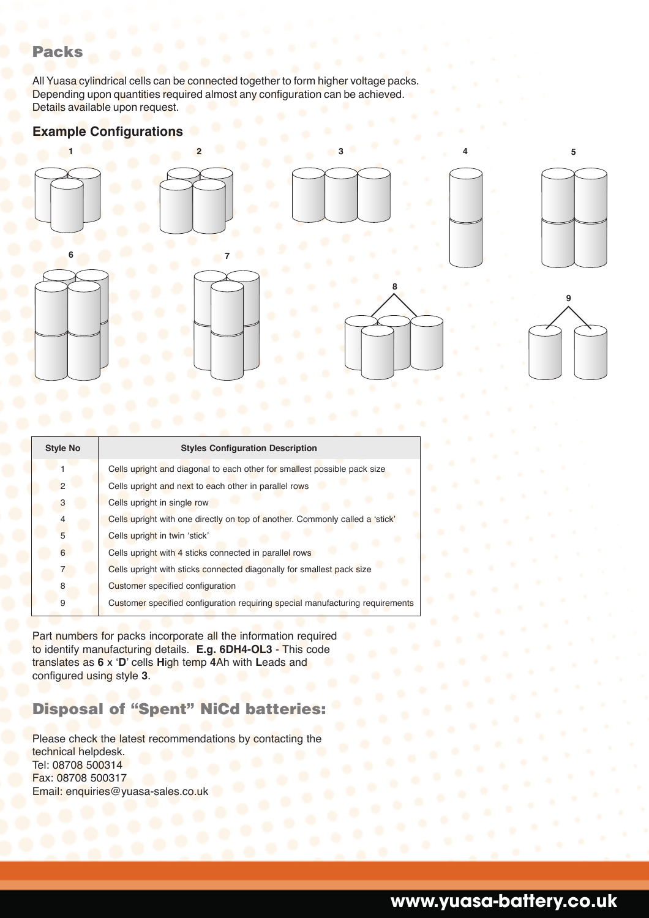## Packs

All Yuasa cylindrical cells can be connected together to form higher voltage packs. Depending upon quantities required almost any configuration can be achieved. Details available upon request.

### Example Configurations

| Style No | Styles Configuration Description |
|---|---|
| 1 | Cells upright and diagonal to each other for smallest possible pack size |
| 2 | Cells upright and next to each other in parallel rows |
| 3 | Cells upright in single row |
| 4 | Cells upright with one directly on top of another. Commonly called a 'stick' |
| 5 | Cells upright in twin 'stick' |
| 6 | Cells upright with 4 sticks connected in parallel rows |
| 7 | Cells upright with sticks connected diagonally for smallest pack size |
| 8 | Customer specified configuration |
| 9 | Customer specified configuration requiring special manufacturing requirements |

Part numbers for packs incorporate all the information required to identify manufacturing details. **E.g. 6DH4-OL3** - This code translates as **6** x '**D**' cells **H**igh temp **4**Ah with **L**eads and configured using style **3**.

## Disposal of "Spent" NiCd batteries:

Please check the latest recommendations by contacting the technical helpdesk.
Tel: 08708 500314
Fax: 08708 500317
Email: enquiries@yuasa-sales.co.uk

**www.yuasa-battery.co.uk**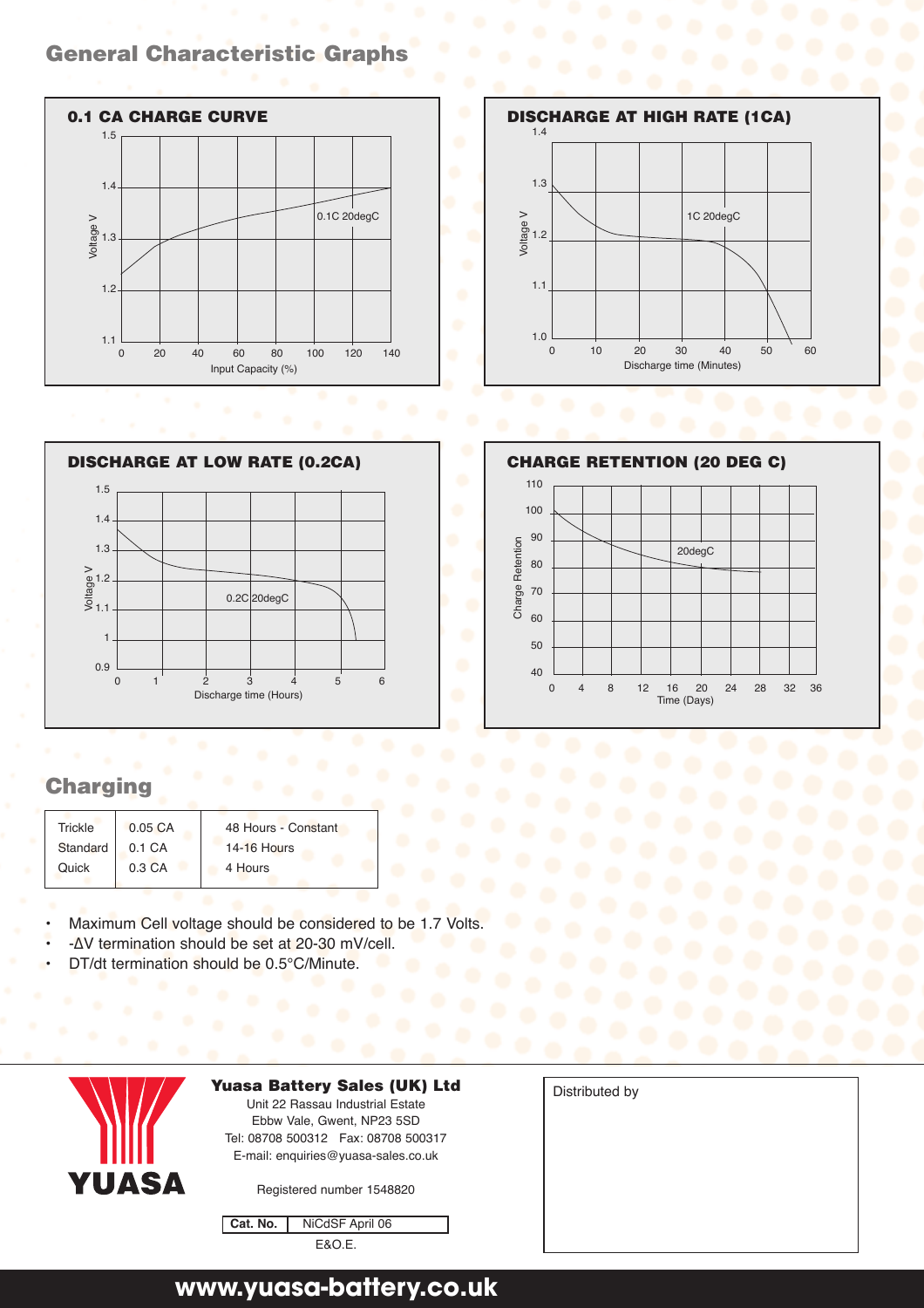## General Characteristic Graphs

**0.1 CA CHARGE CURVE**

1.5
1.4
1.3
1.2
1.1
Voltage V
0.1C 20degC
0 20 40 60 80 100 120 140
Input Capacity (%)

**DISCHARGE AT HIGH RATE (1CA)**

1.4
1.3
1.2
1.1
1.0
Voltage V
1C 20degC
0 10 20 30 40 50 60
Discharge time (Minutes)

**DISCHARGE AT LOW RATE (0.2CA)**

1.5
1.4
1.3
1.2
1.1
1
0.9
Voltage V
0.2C 20degC
0 1 2 3 4 5 6
Discharge time (Hours)

**CHARGE RETENTION (20 DEG C)**

110
100
90
80
70
60
50
40
Charge Retention
20degC
0 4 8 12 16 20 24 28 32 36
Time (Days)

## Charging

| | | |
|---|---|---|
| Trickle | 0.05 CA | 48 Hours - Constant |
| Standard | 0.1 CA | 14-16 Hours |
| Quick | 0.3 CA | 4 Hours |

- Maximum Cell voltage should be considered to be 1.7 Volts.
- -ΔV termination should be set at 20-30 mV/cell.
- DT/dt termination should be 0.5°C/Minute.

YUASA

**Yuasa Battery Sales (UK) Ltd**
Unit 22 Rassau Industrial Estate
Ebbw Vale, Gwent, NP23 5SD
Tel: 08708 500312 Fax: 08708 500317
E-mail: enquiries@yuasa-sales.co.uk

Registered number 1548820

| Cat. No. | NiCdSF April 06 |
|---|---|

E&O.E.

Distributed by

**www.yuasa-battery.co.uk**